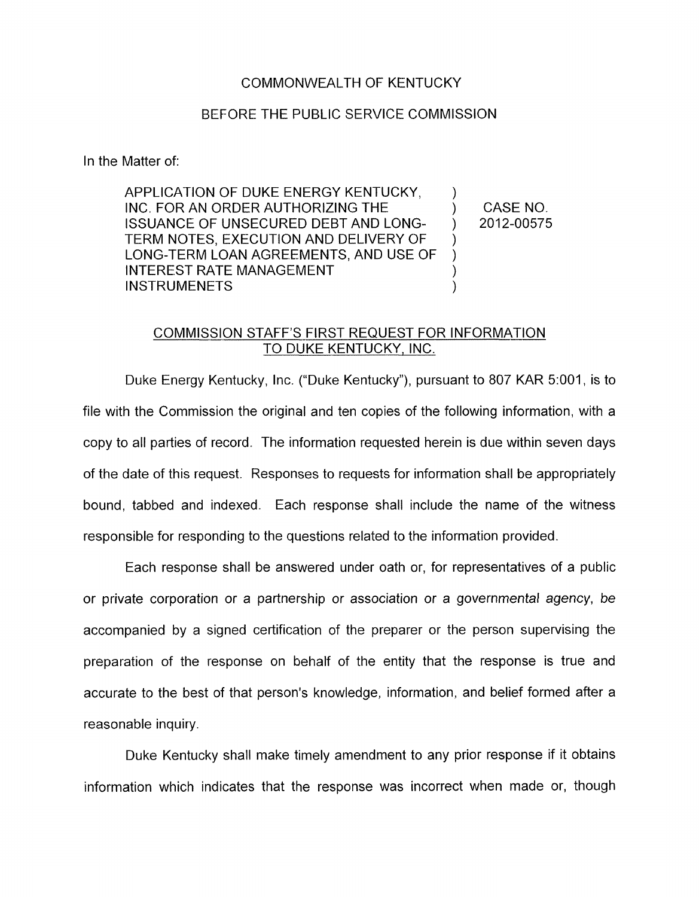COMMONWEALTH OF KENTUCKY

BEFORE THE PUBLIC SERVICE COMMISSION

In the Matter of:

| | | |
|---|---|---|
| APPLICATION OF DUKE ENERGY KENTUCKY, INC. FOR AN ORDER AUTHORIZING THE ISSUANCE OF UNSECURED DEBT AND LONG-TERM NOTES, EXECUTION AND DELIVERY OF LONG-TERM LOAN AGREEMENTS, AND USE OF INTEREST RATE MANAGEMENT INSTRUMENETS | ) | CASE NO. 2012-00575 |

COMMISSION STAFF'S FIRST REQUEST FOR INFORMATION TO DUKE KENTUCKY, INC.

Duke Energy Kentucky, Inc. ("Duke Kentucky"), pursuant to 807 KAR 5:001, is to file with the Commission the original and ten copies of the following information, with a copy to all parties of record. The information requested herein is due within seven days of the date of this request. Responses to requests for information shall be appropriately bound, tabbed and indexed. Each response shall include the name of the witness responsible for responding to the questions related to the information provided.

Each response shall be answered under oath or, for representatives of a public or private corporation or a partnership or association or a governmental agency, be accompanied by a signed certification of the preparer or the person supervising the preparation of the response on behalf of the entity that the response is true and accurate to the best of that person's knowledge, information, and belief formed after a reasonable inquiry.

Duke Kentucky shall make timely amendment to any prior response if it obtains information which indicates that the response was incorrect when made or, though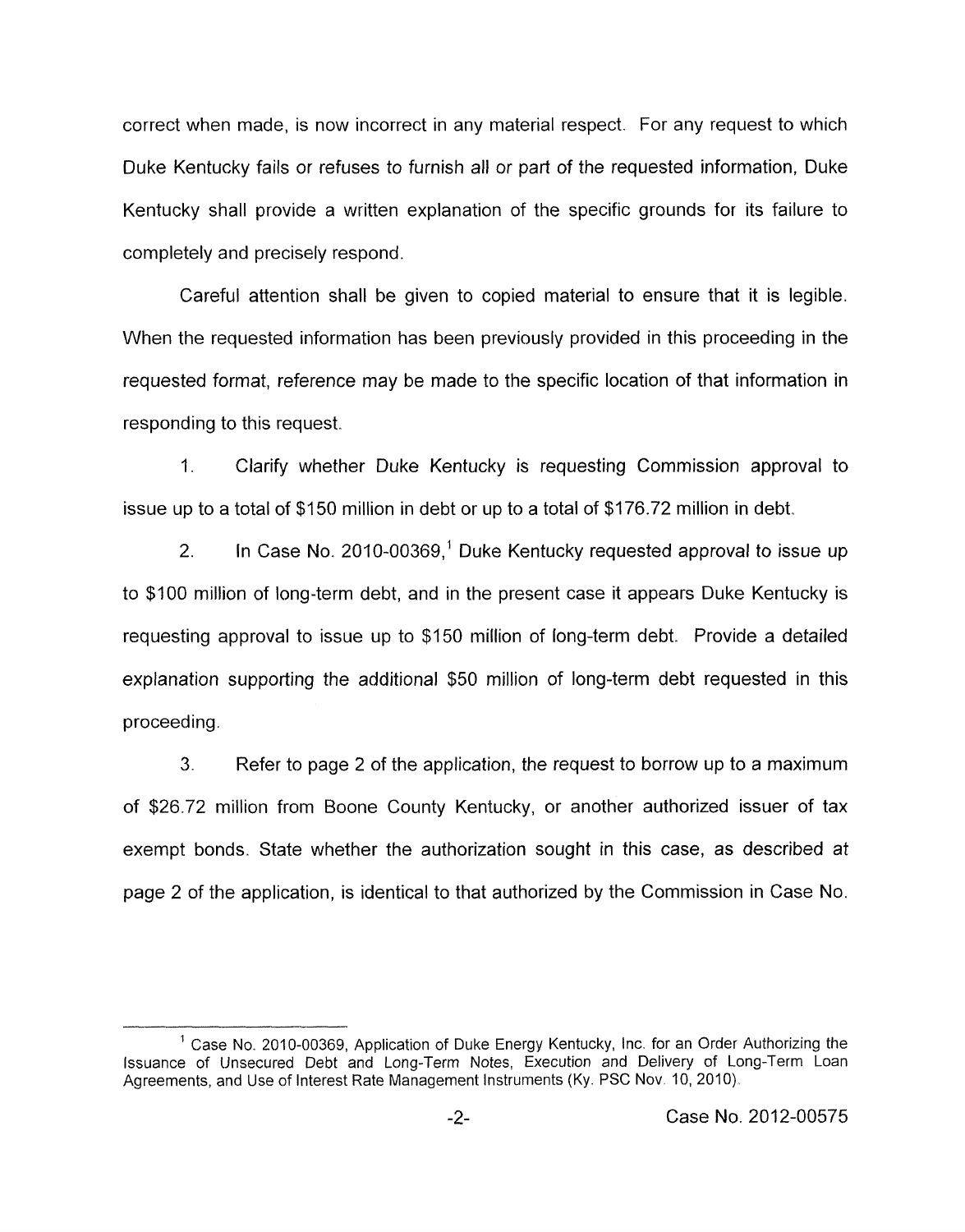correct when made, is now incorrect in any material respect. For any request to which Duke Kentucky fails or refuses to furnish all or part of the requested information, Duke Kentucky shall provide a written explanation of the specific grounds for its failure to completely and precisely respond.

Careful attention shall be given to copied material to ensure that it is legible. When the requested information has been previously provided in this proceeding in the requested format, reference may be made to the specific location of that information in responding to this request.

1. Clarify whether Duke Kentucky is requesting Commission approval to issue up to a total of $150 million in debt or up to a total of $176.72 million in debt.

2. In Case No. 2010-00369,[1] Duke Kentucky requested approval to issue up to $100 million of long-term debt, and in the present case it appears Duke Kentucky is requesting approval to issue up to $150 million of long-term debt. Provide a detailed explanation supporting the additional $50 million of long-term debt requested in this proceeding.

3. Refer to page 2 of the application, the request to borrow up to a maximum of $26.72 million from Boone County Kentucky, or another authorized issuer of tax exempt bonds. State whether the authorization sought in this case, as described at page 2 of the application, is identical to that authorized by the Commission in Case No.

---

[1] Case No. 2010-00369, Application of Duke Energy Kentucky, Inc. for an Order Authorizing the Issuance of Unsecured Debt and Long-Term Notes, Execution and Delivery of Long-Term Loan Agreements, and Use of Interest Rate Management Instruments (Ky. PSC Nov. 10, 2010).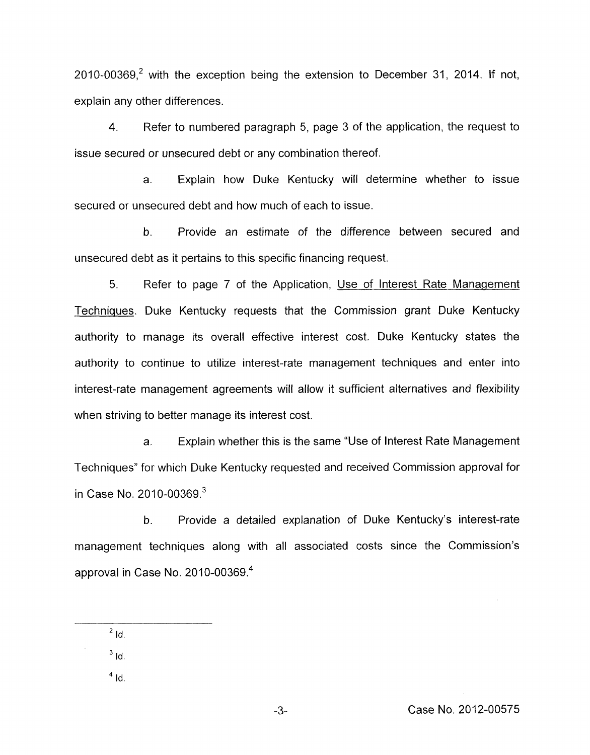2010-00369,[2] with the exception being the extension to December 31, 2014. If not, explain any other differences.

4. Refer to numbered paragraph 5, page 3 of the application, the request to issue secured or unsecured debt or any combination thereof.

   a. Explain how Duke Kentucky will determine whether to issue secured or unsecured debt and how much of each to issue.

   b. Provide an estimate of the difference between secured and unsecured debt as it pertains to this specific financing request.

5. Refer to page 7 of the Application, Use of Interest Rate Management Techniques. Duke Kentucky requests that the Commission grant Duke Kentucky authority to manage its overall effective interest cost. Duke Kentucky states the authority to continue to utilize interest-rate management techniques and enter into interest-rate management agreements will allow it sufficient alternatives and flexibility when striving to better manage its interest cost.

   a. Explain whether this is the same "Use of Interest Rate Management Techniques" for which Duke Kentucky requested and received Commission approval for in Case No. 2010-00369.[3]

   b. Provide a detailed explanation of Duke Kentucky's interest-rate management techniques along with all associated costs since the Commission's approval in Case No. 2010-00369.[4]

---

[2] Id.

[3] Id.

[4] Id.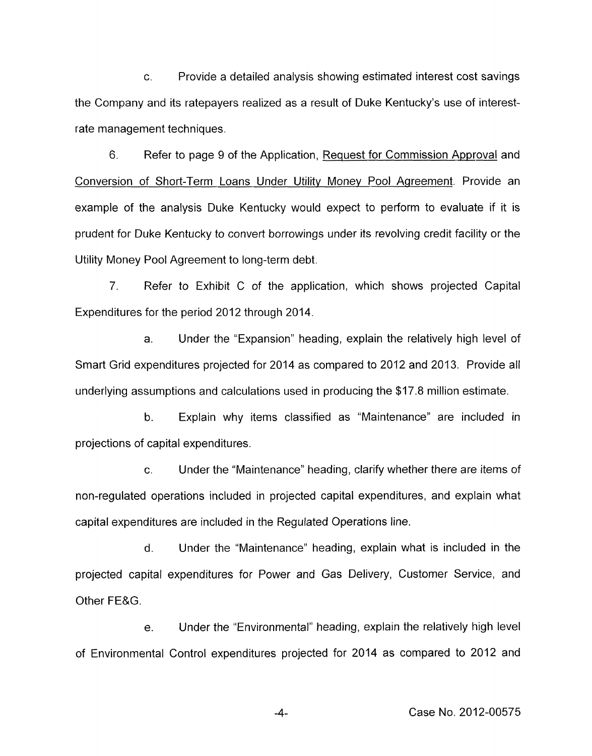c. Provide a detailed analysis showing estimated interest cost savings the Company and its ratepayers realized as a result of Duke Kentucky's use of interest-rate management techniques.

6. Refer to page 9 of the Application, Request for Commission Approval and Conversion of Short-Term Loans Under Utility Money Pool Agreement. Provide an example of the analysis Duke Kentucky would expect to perform to evaluate if it is prudent for Duke Kentucky to convert borrowings under its revolving credit facility or the Utility Money Pool Agreement to long-term debt.

7. Refer to Exhibit C of the application, which shows projected Capital Expenditures for the period 2012 through 2014.

a. Under the "Expansion" heading, explain the relatively high level of Smart Grid expenditures projected for 2014 as compared to 2012 and 2013. Provide all underlying assumptions and calculations used in producing the $17.8 million estimate.

b. Explain why items classified as "Maintenance" are included in projections of capital expenditures.

c. Under the "Maintenance" heading, clarify whether there are items of non-regulated operations included in projected capital expenditures, and explain what capital expenditures are included in the Regulated Operations line.

d. Under the "Maintenance" heading, explain what is included in the projected capital expenditures for Power and Gas Delivery, Customer Service, and Other FE&G.

e. Under the "Environmental" heading, explain the relatively high level of Environmental Control expenditures projected for 2014 as compared to 2012 and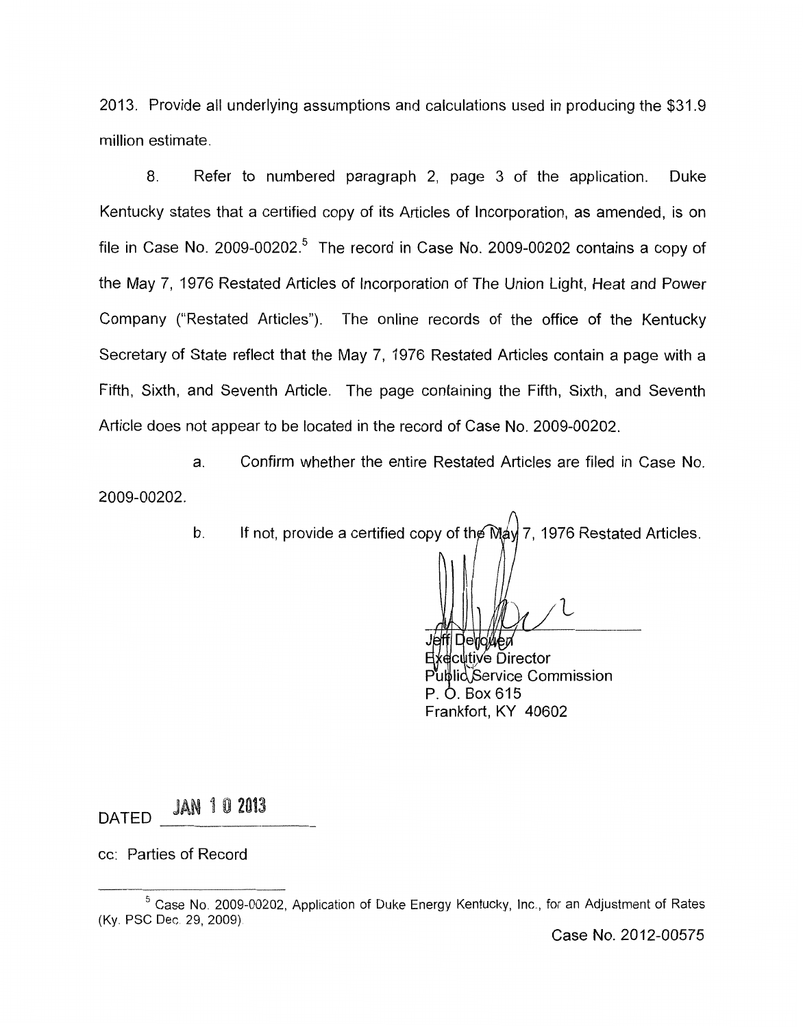2013. Provide all underlying assumptions and calculations used in producing the $31.9 million estimate.

8. Refer to numbered paragraph 2, page 3 of the application. Duke Kentucky states that a certified copy of its Articles of Incorporation, as amended, is on file in Case No. 2009-00202.[5] The record in Case No. 2009-00202 contains a copy of the May 7, 1976 Restated Articles of Incorporation of The Union Light, Heat and Power Company ("Restated Articles"). The online records of the office of the Kentucky Secretary of State reflect that the May 7, 1976 Restated Articles contain a page with a Fifth, Sixth, and Seventh Article. The page containing the Fifth, Sixth, and Seventh Article does not appear to be located in the record of Case No. 2009-00202.

a. Confirm whether the entire Restated Articles are filed in Case No. 2009-00202.

b. If not, provide a certified copy of the May 7, 1976 Restated Articles.

Jeff Derouen
Executive Director
Public Service Commission
P. O. Box 615
Frankfort, KY 40602

DATED JAN 10 2013

cc: Parties of Record

---

[5] Case No. 2009-00202, Application of Duke Energy Kentucky, Inc., for an Adjustment of Rates (Ky. PSC Dec. 29, 2009).

Case No. 2012-00575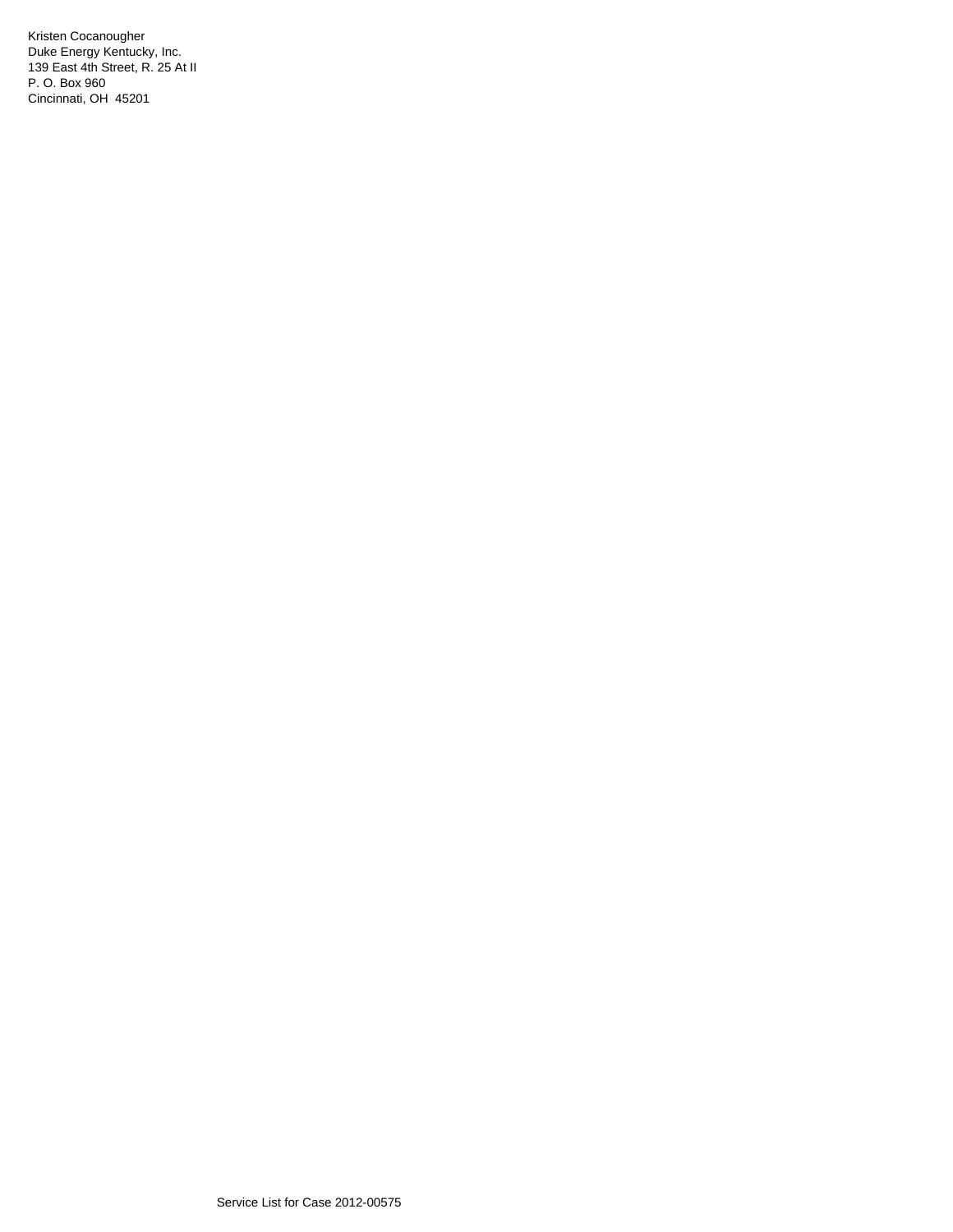Kristen Cocanougher
Duke Energy Kentucky, Inc.
139 East 4th Street, R. 25 At II
P. O. Box 960
Cincinnati, OH  45201